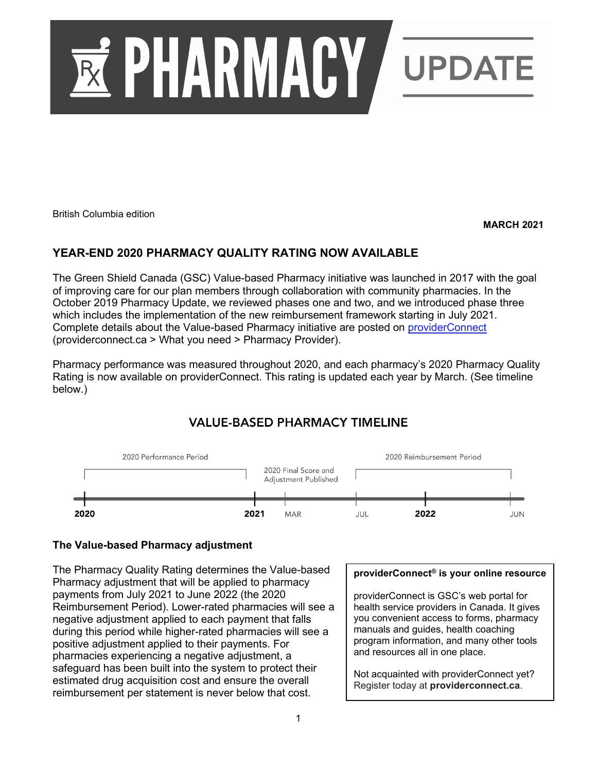# PHARMACY UPDATE

British Columbia edition

**MARCH 2021**

## YEAR-END 2020 PHARMACY QUALITY RATING NOW AVAILABLE

The Green Shield Canada (GSC) Value-based Pharmacy initiative was launched in 2017 with the goal of improving care for our plan members through collaboration with community pharmacies. In the October 2019 Pharmacy Update, we reviewed phases one and two, and we introduced phase three which includes the implementation of the new reimbursement framework starting in July 2021. Complete details about the Value-based Pharmacy initiative are posted on providerConnect (providerconnect.ca > What you need > Pharmacy Provider).

Pharmacy performance was measured throughout 2020, and each pharmacy's 2020 Pharmacy Quality Rating is now available on providerConnect. This rating is updated each year by March. (See timeline below.)

### VALUE-BASED PHARMACY TIMELINE

| Period | Timing |
| --- | --- |
| 2020 Performance Period | 2020 – 2021 |
| 2020 Final Score and Adjustment Published | 2021 (MAR – JUL) |
| 2020 Reimbursement Period | JUL 2021 – JUN 2022 |

### The Value-based Pharmacy adjustment

The Pharmacy Quality Rating determines the Value-based Pharmacy adjustment that will be applied to pharmacy payments from July 2021 to June 2022 (the 2020 Reimbursement Period). Lower-rated pharmacies will see a negative adjustment applied to each payment that falls during this period while higher-rated pharmacies will see a positive adjustment applied to their payments. For pharmacies experiencing a negative adjustment, a safeguard has been built into the system to protect their estimated drug acquisition cost and ensure the overall reimbursement per statement is never below that cost.

**providerConnect® is your online resource**

providerConnect is GSC's web portal for health service providers in Canada. It gives you convenient access to forms, pharmacy manuals and guides, health coaching program information, and many other tools and resources all in one place.

Not acquainted with providerConnect yet? Register today at **providerconnect.ca**.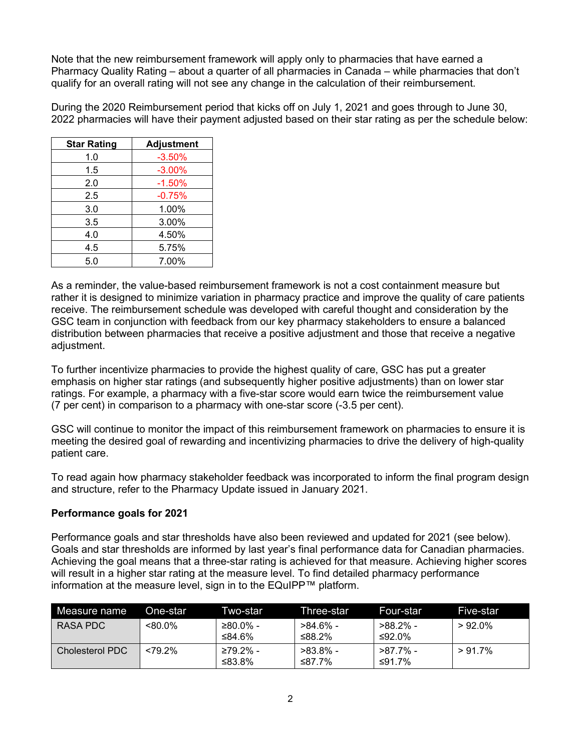Note that the new reimbursement framework will apply only to pharmacies that have earned a Pharmacy Quality Rating – about a quarter of all pharmacies in Canada – while pharmacies that don't qualify for an overall rating will not see any change in the calculation of their reimbursement.

During the 2020 Reimbursement period that kicks off on July 1, 2021 and goes through to June 30, 2022 pharmacies will have their payment adjusted based on their star rating as per the schedule below:

| Star Rating | Adjustment |
|---|---|
| 1.0 | -3.50% |
| 1.5 | -3.00% |
| 2.0 | -1.50% |
| 2.5 | -0.75% |
| 3.0 | 1.00% |
| 3.5 | 3.00% |
| 4.0 | 4.50% |
| 4.5 | 5.75% |
| 5.0 | 7.00% |

As a reminder, the value-based reimbursement framework is not a cost containment measure but rather it is designed to minimize variation in pharmacy practice and improve the quality of care patients receive. The reimbursement schedule was developed with careful thought and consideration by the GSC team in conjunction with feedback from our key pharmacy stakeholders to ensure a balanced distribution between pharmacies that receive a positive adjustment and those that receive a negative adjustment.

To further incentivize pharmacies to provide the highest quality of care, GSC has put a greater emphasis on higher star ratings (and subsequently higher positive adjustments) than on lower star ratings. For example, a pharmacy with a five-star score would earn twice the reimbursement value (7 per cent) in comparison to a pharmacy with one-star score (-3.5 per cent).

GSC will continue to monitor the impact of this reimbursement framework on pharmacies to ensure it is meeting the desired goal of rewarding and incentivizing pharmacies to drive the delivery of high-quality patient care.

To read again how pharmacy stakeholder feedback was incorporated to inform the final program design and structure, refer to the Pharmacy Update issued in January 2021.

**Performance goals for 2021**

Performance goals and star thresholds have also been reviewed and updated for 2021 (see below). Goals and star thresholds are informed by last year's final performance data for Canadian pharmacies. Achieving the goal means that a three-star rating is achieved for that measure. Achieving higher scores will result in a higher star rating at the measure level. To find detailed pharmacy performance information at the measure level, sign in to the EQuIPP™ platform.

| Measure name | One-star | Two-star | Three-star | Four-star | Five-star |
|---|---|---|---|---|---|
| RASA PDC | <80.0% | ≥80.0% - ≤84.6% | >84.6% - ≤88.2% | >88.2% - ≤92.0% | > 92.0% |
| Cholesterol PDC | <79.2% | ≥79.2% - ≤83.8% | >83.8% - ≤87.7% | >87.7% - ≤91.7% | > 91.7% |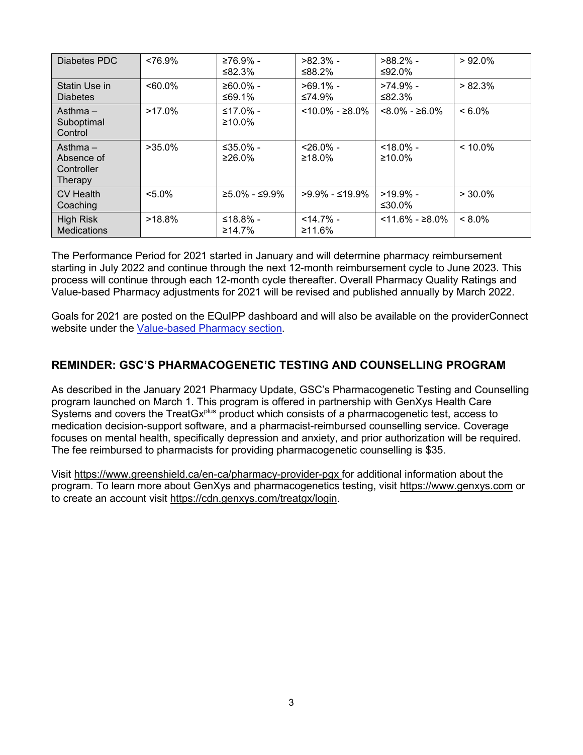| | | | | | |
|---|---|---|---|---|---|
| Diabetes PDC | <76.9% | ≥76.9% - ≤82.3% | >82.3% - ≤88.2% | >88.2% - ≤92.0% | > 92.0% |
| Statin Use in Diabetes | <60.0% | ≥60.0% - ≤69.1% | >69.1% - ≤74.9% | >74.9% - ≤82.3% | > 82.3% |
| Asthma – Suboptimal Control | >17.0% | ≤17.0% - ≥10.0% | <10.0% - ≥8.0% | <8.0% - ≥6.0% | < 6.0% |
| Asthma – Absence of Controller Therapy | >35.0% | ≤35.0% - ≥26.0% | <26.0% - ≥18.0% | <18.0% - ≥10.0% | < 10.0% |
| CV Health Coaching | <5.0% | ≥5.0% - ≤9.9% | >9.9% - ≤19.9% | >19.9% - ≤30.0% | > 30.0% |
| High Risk Medications | >18.8% | ≤18.8% - ≥14.7% | <14.7% - ≥11.6% | <11.6% - ≥8.0% | < 8.0% |

The Performance Period for 2021 started in January and will determine pharmacy reimbursement starting in July 2022 and continue through the next 12-month reimbursement cycle to June 2023. This process will continue through each 12-month cycle thereafter. Overall Pharmacy Quality Ratings and Value-based Pharmacy adjustments for 2021 will be revised and published annually by March 2022.

Goals for 2021 are posted on the EQuIPP dashboard and will also be available on the providerConnect website under the Value-based Pharmacy section.

## REMINDER: GSC'S PHARMACOGENETIC TESTING AND COUNSELLING PROGRAM

As described in the January 2021 Pharmacy Update, GSC's Pharmacogenetic Testing and Counselling program launched on March 1. This program is offered in partnership with GenXys Health Care Systems and covers the TreatGx^plus product which consists of a pharmacogenetic test, access to medication decision-support software, and a pharmacist-reimbursed counselling service. Coverage focuses on mental health, specifically depression and anxiety, and prior authorization will be required. The fee reimbursed to pharmacists for providing pharmacogenetic counselling is $35.

Visit https://www.greenshield.ca/en-ca/pharmacy-provider-pgx for additional information about the program. To learn more about GenXys and pharmacogenetics testing, visit https://www.genxys.com or to create an account visit https://cdn.genxys.com/treatgx/login.